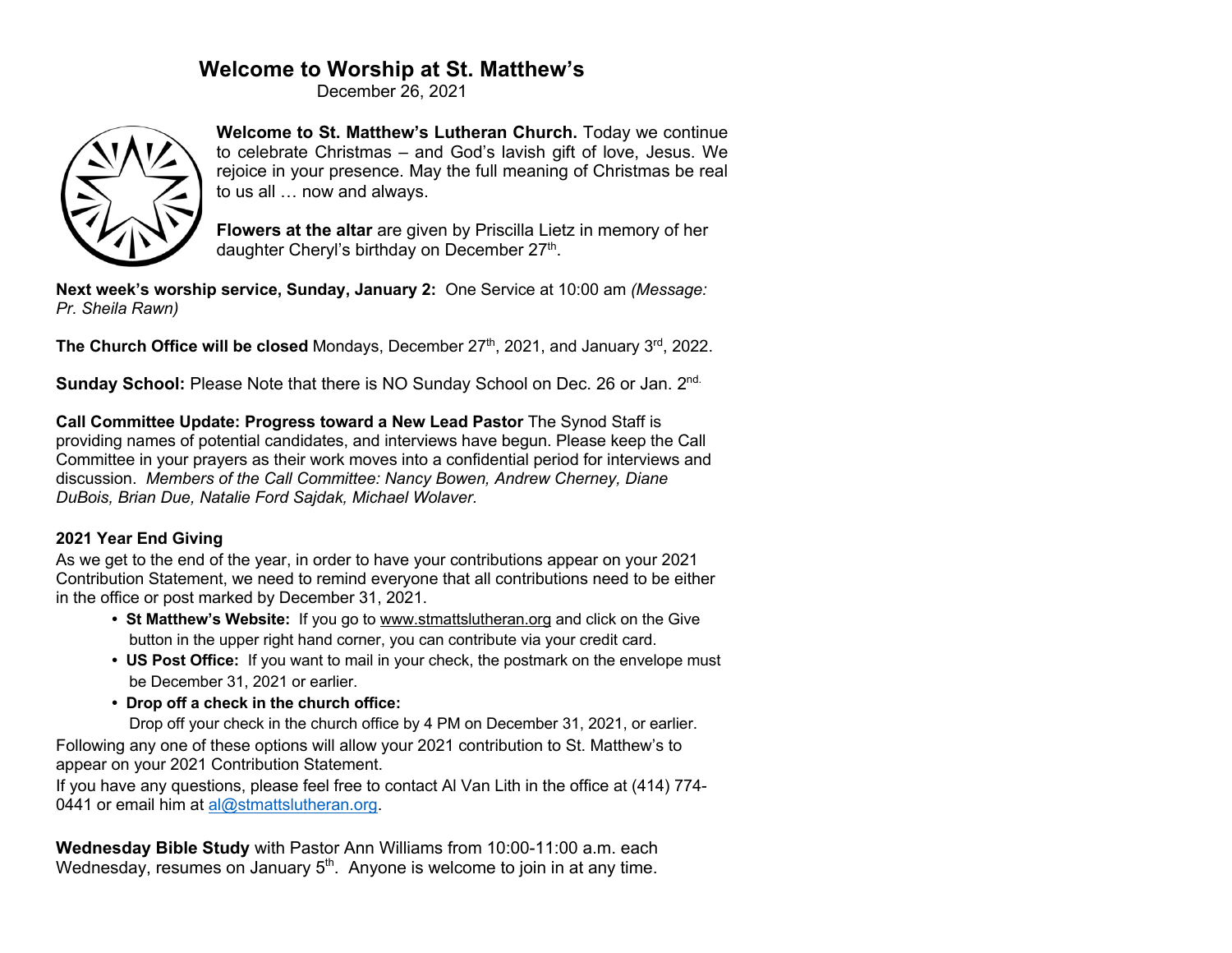# Welcome to Worship at St. Matthew's

December 26, 2021

**Welcome to St. Matthew's Lutheran Church.** Today we continue to celebrate Christmas – and God's lavish gift of love, Jesus. We rejoice in your presence. May the full meaning of Christmas be real to us all … now and always.

**Flowers at the altar** are given by Priscilla Lietz in memory of her daughter Cheryl's birthday on December 27th.

**Next week's worship service, Sunday, January 2:** One Service at 10:00 am *(Message: Pr. Sheila Rawn)*

**The Church Office will be closed** Mondays, December 27th, 2021, and January 3rd, 2022.

**Sunday School:** Please Note that there is NO Sunday School on Dec. 26 or Jan. 2nd.

**Call Committee Update: Progress toward a New Lead Pastor** The Synod Staff is providing names of potential candidates, and interviews have begun. Please keep the Call Committee in your prayers as their work moves into a confidential period for interviews and discussion. *Members of the Call Committee: Nancy Bowen, Andrew Cherney, Diane DuBois, Brian Due, Natalie Ford Sajdak, Michael Wolaver.*

**2021 Year End Giving**

As we get to the end of the year, in order to have your contributions appear on your 2021 Contribution Statement, we need to remind everyone that all contributions need to be either in the office or post marked by December 31, 2021.

- **St Matthew's Website:** If you go to www.stmattslutheran.org and click on the Give button in the upper right hand corner, you can contribute via your credit card.
- **US Post Office:** If you want to mail in your check, the postmark on the envelope must be December 31, 2021 or earlier.
- **Drop off a check in the church office:** Drop off your check in the church office by 4 PM on December 31, 2021, or earlier.

Following any one of these options will allow your 2021 contribution to St. Matthew's to appear on your 2021 Contribution Statement.

If you have any questions, please feel free to contact Al Van Lith in the office at (414) 774-0441 or email him at al@stmattslutheran.org.

**Wednesday Bible Study** with Pastor Ann Williams from 10:00-11:00 a.m. each Wednesday, resumes on January 5th. Anyone is welcome to join in at any time.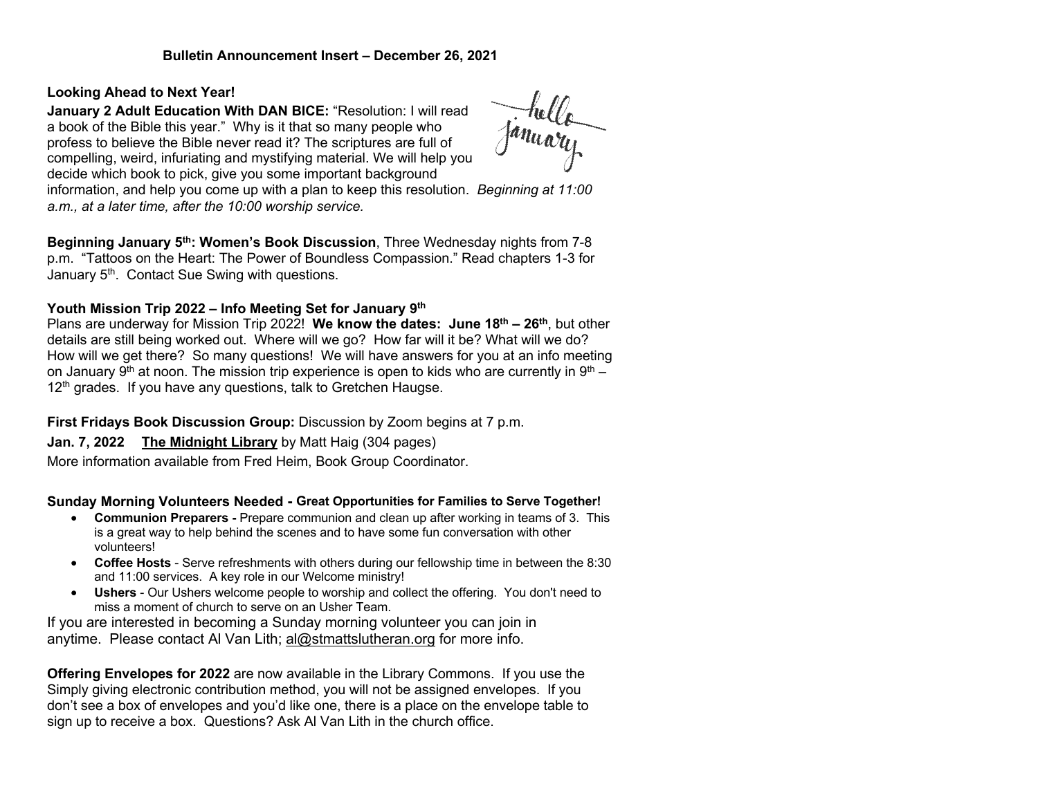**Bulletin Announcement Insert – December 26, 2021**

**Looking Ahead to Next Year!**

**January 2 Adult Education With DAN BICE:** "Resolution: I will read a book of the Bible this year." Why is it that so many people who profess to believe the Bible never read it? The scriptures are full of compelling, weird, infuriating and mystifying material. We will help you decide which book to pick, give you some important background information, and help you come up with a plan to keep this resolution. *Beginning at 11:00 a.m., at a later time, after the 10:00 worship service.*

**Beginning January 5th: Women's Book Discussion**, Three Wednesday nights from 7-8 p.m. "Tattoos on the Heart: The Power of Boundless Compassion." Read chapters 1-3 for January 5th. Contact Sue Swing with questions.

**Youth Mission Trip 2022 – Info Meeting Set for January 9th**

Plans are underway for Mission Trip 2022! **We know the dates: June 18th – 26th**, but other details are still being worked out. Where will we go? How far will it be? What will we do? How will we get there? So many questions! We will have answers for you at an info meeting on January 9th at noon. The mission trip experience is open to kids who are currently in 9th – 12th grades. If you have any questions, talk to Gretchen Haugse.

**First Fridays Book Discussion Group:** Discussion by Zoom begins at 7 p.m.

**Jan. 7, 2022** **The Midnight Library** by Matt Haig (304 pages)

More information available from Fred Heim, Book Group Coordinator.

**Sunday Morning Volunteers Needed - Great Opportunities for Families to Serve Together!**

- **Communion Preparers -** Prepare communion and clean up after working in teams of 3. This is a great way to help behind the scenes and to have some fun conversation with other volunteers!
- **Coffee Hosts** - Serve refreshments with others during our fellowship time in between the 8:30 and 11:00 services. A key role in our Welcome ministry!
- **Ushers** - Our Ushers welcome people to worship and collect the offering. You don't need to miss a moment of church to serve on an Usher Team.

If you are interested in becoming a Sunday morning volunteer you can join in anytime. Please contact Al Van Lith; al@stmattslutheran.org for more info.

**Offering Envelopes for 2022** are now available in the Library Commons. If you use the Simply giving electronic contribution method, you will not be assigned envelopes. If you don't see a box of envelopes and you'd like one, there is a place on the envelope table to sign up to receive a box. Questions? Ask Al Van Lith in the church office.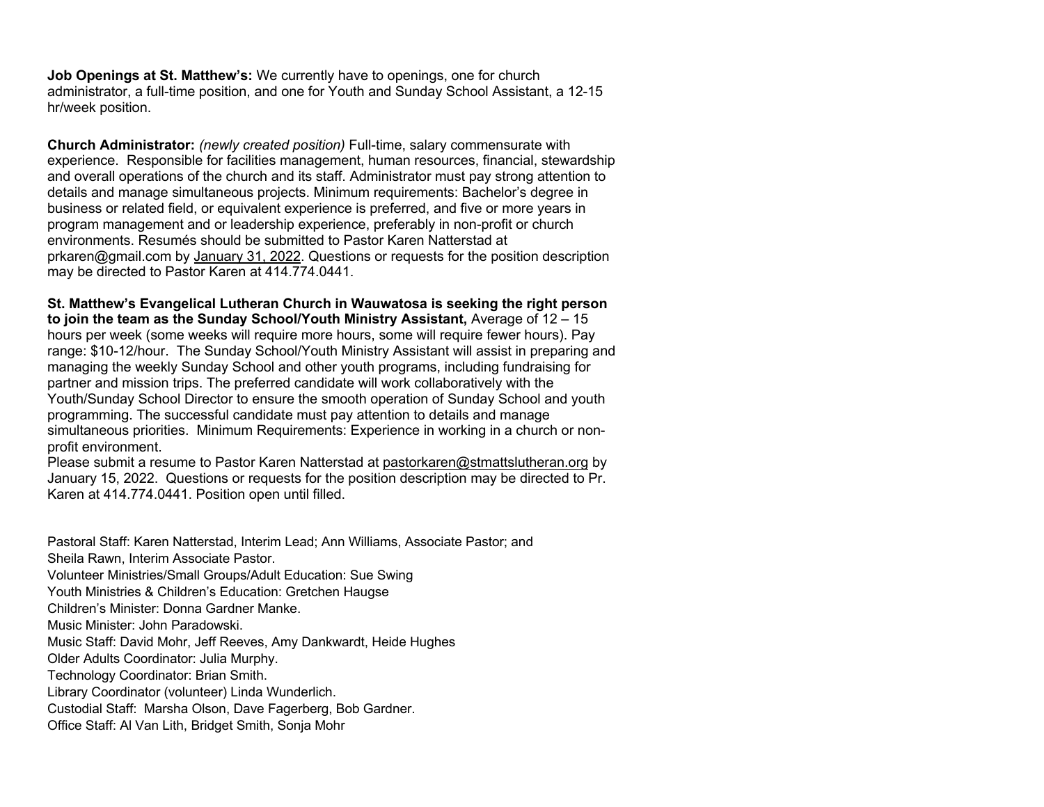**Job Openings at St. Matthew's:** We currently have to openings, one for church administrator, a full-time position, and one for Youth and Sunday School Assistant, a 12-15 hr/week position.

**Church Administrator:** *(newly created position)* Full-time, salary commensurate with experience. Responsible for facilities management, human resources, financial, stewardship and overall operations of the church and its staff. Administrator must pay strong attention to details and manage simultaneous projects. Minimum requirements: Bachelor's degree in business or related field, or equivalent experience is preferred, and five or more years in program management and or leadership experience, preferably in non-profit or church environments. Resumés should be submitted to Pastor Karen Natterstad at prkaren@gmail.com by January 31, 2022. Questions or requests for the position description may be directed to Pastor Karen at 414.774.0441.

**St. Matthew's Evangelical Lutheran Church in Wauwatosa is seeking the right person to join the team as the Sunday School/Youth Ministry Assistant,** Average of 12 – 15 hours per week (some weeks will require more hours, some will require fewer hours). Pay range: $10-12/hour. The Sunday School/Youth Ministry Assistant will assist in preparing and managing the weekly Sunday School and other youth programs, including fundraising for partner and mission trips. The preferred candidate will work collaboratively with the Youth/Sunday School Director to ensure the smooth operation of Sunday School and youth programming. The successful candidate must pay attention to details and manage simultaneous priorities. Minimum Requirements: Experience in working in a church or non-profit environment.
Please submit a resume to Pastor Karen Natterstad at pastorkaren@stmattslutheran.org by January 15, 2022. Questions or requests for the position description may be directed to Pr. Karen at 414.774.0441. Position open until filled.

Pastoral Staff: Karen Natterstad, Interim Lead; Ann Williams, Associate Pastor; and Sheila Rawn, Interim Associate Pastor.
Volunteer Ministries/Small Groups/Adult Education: Sue Swing
Youth Ministries & Children's Education: Gretchen Haugse
Children's Minister: Donna Gardner Manke.
Music Minister: John Paradowski.
Music Staff: David Mohr, Jeff Reeves, Amy Dankwardt, Heide Hughes
Older Adults Coordinator: Julia Murphy.
Technology Coordinator: Brian Smith.
Library Coordinator (volunteer) Linda Wunderlich.
Custodial Staff: Marsha Olson, Dave Fagerberg, Bob Gardner.
Office Staff: Al Van Lith, Bridget Smith, Sonja Mohr